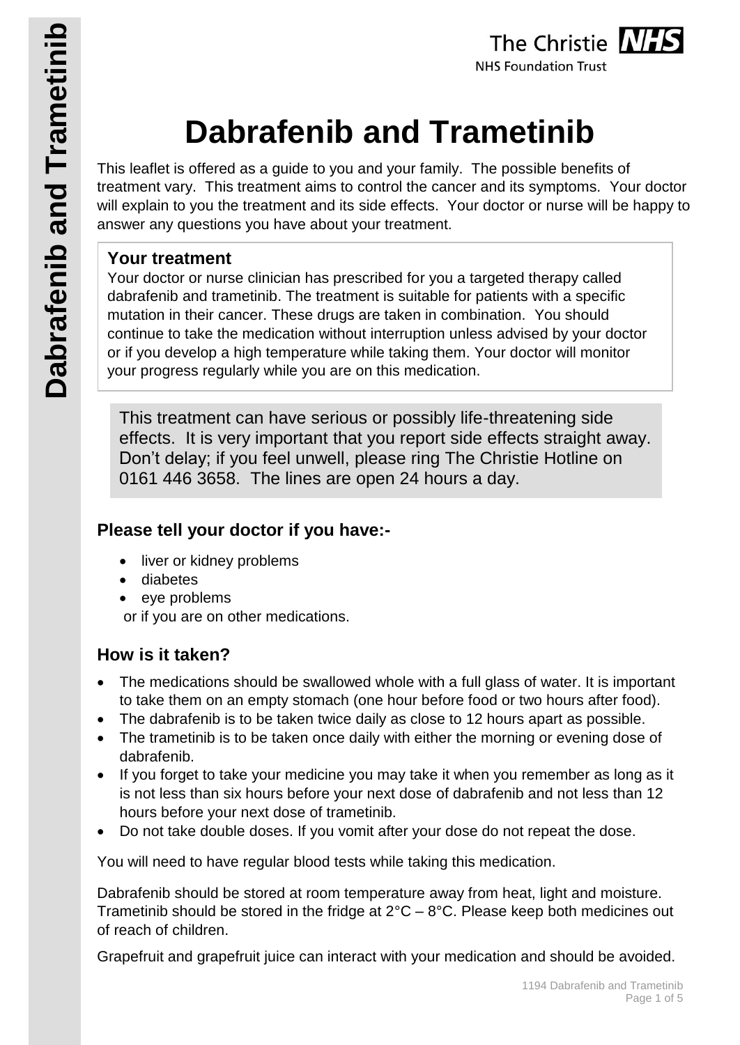# Dabrafenib and Trametinib

This leaflet is offered as a guide to you and your family. The possible benefits of treatment vary. This treatment aims to control the cancer and its symptoms. Your doctor will explain to you the treatment and its side effects. Your doctor or nurse will be happy to answer any questions you have about your treatment.

### Your treatment

Your doctor or nurse clinician has prescribed for you a targeted therapy called dabrafenib and trametinib. The treatment is suitable for patients with a specific mutation in their cancer. These drugs are taken in combination. You should continue to take the medication without interruption unless advised by your doctor or if you develop a high temperature while taking them. Your doctor will monitor your progress regularly while you are on this medication.

This treatment can have serious or possibly life-threatening side effects. It is very important that you report side effects straight away. Don't delay; if you feel unwell, please ring The Christie Hotline on 0161 446 3658. The lines are open 24 hours a day.

## Please tell your doctor if you have:-

- liver or kidney problems
- diabetes
- eye problems

or if you are on other medications.

## How is it taken?

- The medications should be swallowed whole with a full glass of water. It is important to take them on an empty stomach (one hour before food or two hours after food).
- The dabrafenib is to be taken twice daily as close to 12 hours apart as possible.
- The trametinib is to be taken once daily with either the morning or evening dose of dabrafenib.
- If you forget to take your medicine you may take it when you remember as long as it is not less than six hours before your next dose of dabrafenib and not less than 12 hours before your next dose of trametinib.
- Do not take double doses. If you vomit after your dose do not repeat the dose.

You will need to have regular blood tests while taking this medication.

Dabrafenib should be stored at room temperature away from heat, light and moisture. Trametinib should be stored in the fridge at 2°C – 8°C. Please keep both medicines out of reach of children.

Grapefruit and grapefruit juice can interact with your medication and should be avoided.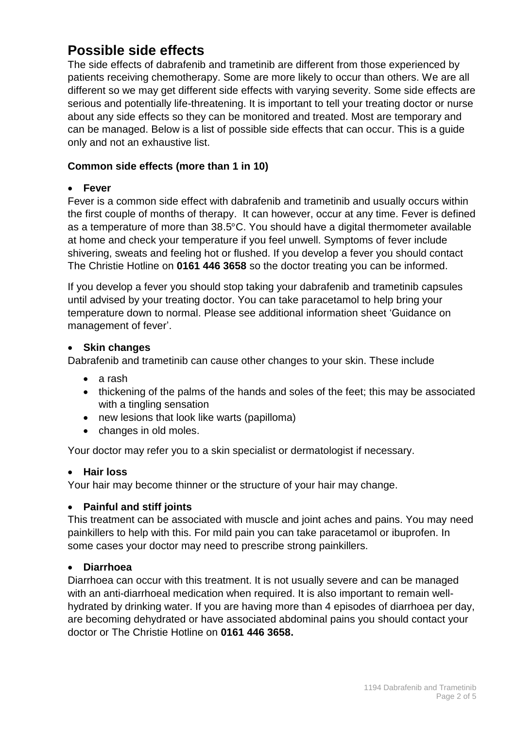# Possible side effects

The side effects of dabrafenib and trametinib are different from those experienced by patients receiving chemotherapy. Some are more likely to occur than others. We are all different so we may get different side effects with varying severity. Some side effects are serious and potentially life-threatening. It is important to tell your treating doctor or nurse about any side effects so they can be monitored and treated. Most are temporary and can be managed. Below is a list of possible side effects that can occur. This is a guide only and not an exhaustive list.

### Common side effects (more than 1 in 10)

- **Fever**

Fever is a common side effect with dabrafenib and trametinib and usually occurs within the first couple of months of therapy. It can however, occur at any time. Fever is defined as a temperature of more than 38.5°C. You should have a digital thermometer available at home and check your temperature if you feel unwell. Symptoms of fever include shivering, sweats and feeling hot or flushed. If you develop a fever you should contact The Christie Hotline on **0161 446 3658** so the doctor treating you can be informed.

If you develop a fever you should stop taking your dabrafenib and trametinib capsules until advised by your treating doctor. You can take paracetamol to help bring your temperature down to normal. Please see additional information sheet 'Guidance on management of fever'.

- **Skin changes**

Dabrafenib and trametinib can cause other changes to your skin. These include

- a rash
- thickening of the palms of the hands and soles of the feet; this may be associated with a tingling sensation
- new lesions that look like warts (papilloma)
- changes in old moles.

Your doctor may refer you to a skin specialist or dermatologist if necessary.

- **Hair loss**

Your hair may become thinner or the structure of your hair may change.

- **Painful and stiff joints**

This treatment can be associated with muscle and joint aches and pains. You may need painkillers to help with this. For mild pain you can take paracetamol or ibuprofen. In some cases your doctor may need to prescribe strong painkillers.

- **Diarrhoea**

Diarrhoea can occur with this treatment. It is not usually severe and can be managed with an anti-diarrhoeal medication when required. It is also important to remain well-hydrated by drinking water. If you are having more than 4 episodes of diarrhoea per day, are becoming dehydrated or have associated abdominal pains you should contact your doctor or The Christie Hotline on **0161 446 3658.**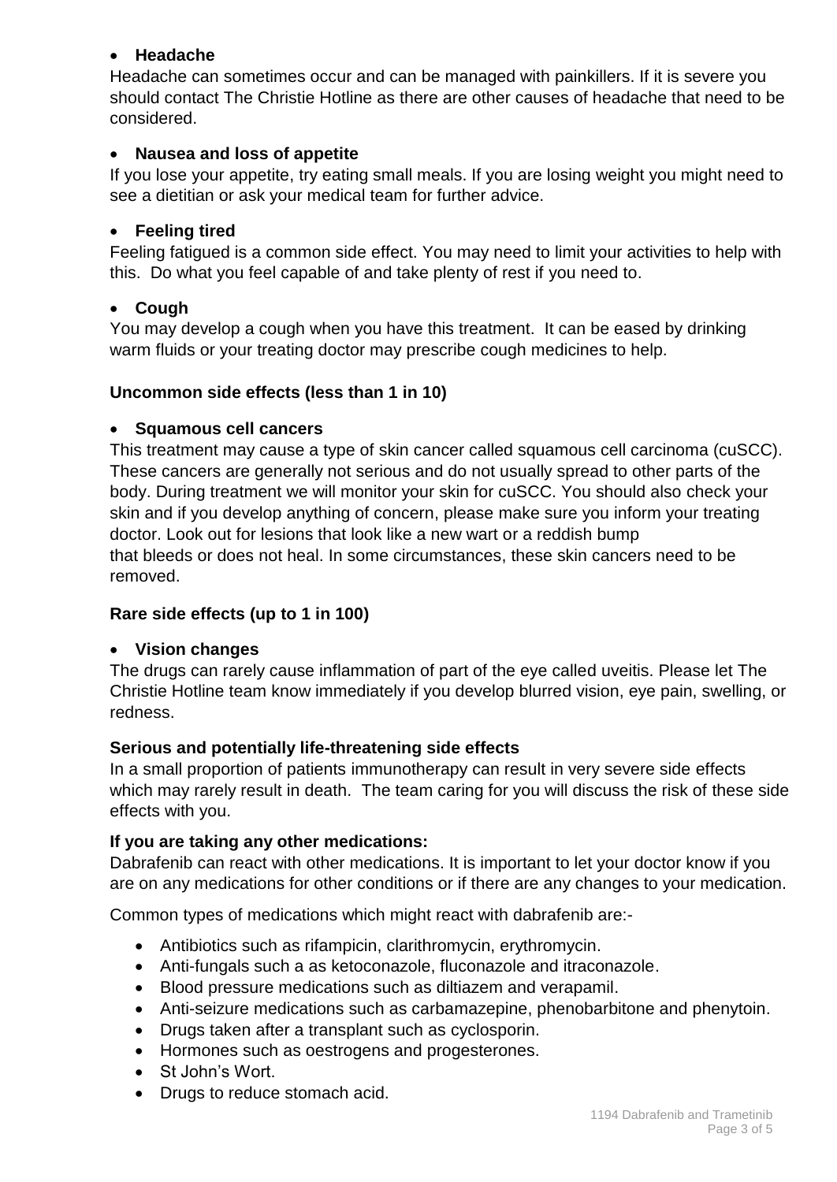- **Headache**

Headache can sometimes occur and can be managed with painkillers. If it is severe you should contact The Christie Hotline as there are other causes of headache that need to be considered.

- **Nausea and loss of appetite**

If you lose your appetite, try eating small meals. If you are losing weight you might need to see a dietitian or ask your medical team for further advice.

- **Feeling tired**

Feeling fatigued is a common side effect. You may need to limit your activities to help with this. Do what you feel capable of and take plenty of rest if you need to.

- **Cough**

You may develop a cough when you have this treatment. It can be eased by drinking warm fluids or your treating doctor may prescribe cough medicines to help.

**Uncommon side effects (less than 1 in 10)**

- **Squamous cell cancers**

This treatment may cause a type of skin cancer called squamous cell carcinoma (cuSCC). These cancers are generally not serious and do not usually spread to other parts of the body. During treatment we will monitor your skin for cuSCC. You should also check your skin and if you develop anything of concern, please make sure you inform your treating doctor. Look out for lesions that look like a new wart or a reddish bump that bleeds or does not heal. In some circumstances, these skin cancers need to be removed.

**Rare side effects (up to 1 in 100)**

- **Vision changes**

The drugs can rarely cause inflammation of part of the eye called uveitis. Please let The Christie Hotline team know immediately if you develop blurred vision, eye pain, swelling, or redness.

**Serious and potentially life-threatening side effects**

In a small proportion of patients immunotherapy can result in very severe side effects which may rarely result in death. The team caring for you will discuss the risk of these side effects with you.

**If you are taking any other medications:**

Dabrafenib can react with other medications. It is important to let your doctor know if you are on any medications for other conditions or if there are any changes to your medication.

Common types of medications which might react with dabrafenib are:-

- Antibiotics such as rifampicin, clarithromycin, erythromycin.
- Anti-fungals such a as ketoconazole, fluconazole and itraconazole.
- Blood pressure medications such as diltiazem and verapamil.
- Anti-seizure medications such as carbamazepine, phenobarbitone and phenytoin.
- Drugs taken after a transplant such as cyclosporin.
- Hormones such as oestrogens and progesterones.
- St John's Wort.
- Drugs to reduce stomach acid.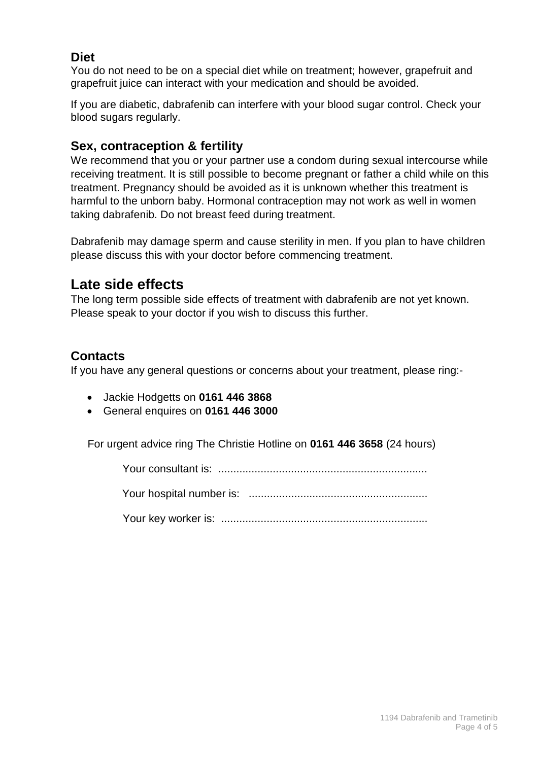### Diet

You do not need to be on a special diet while on treatment; however, grapefruit and grapefruit juice can interact with your medication and should be avoided.

If you are diabetic, dabrafenib can interfere with your blood sugar control. Check your blood sugars regularly.

### Sex, contraception & fertility

We recommend that you or your partner use a condom during sexual intercourse while receiving treatment. It is still possible to become pregnant or father a child while on this treatment. Pregnancy should be avoided as it is unknown whether this treatment is harmful to the unborn baby. Hormonal contraception may not work as well in women taking dabrafenib. Do not breast feed during treatment.

Dabrafenib may damage sperm and cause sterility in men. If you plan to have children please discuss this with your doctor before commencing treatment.

## Late side effects

The long term possible side effects of treatment with dabrafenib are not yet known. Please speak to your doctor if you wish to discuss this further.

### Contacts

If you have any general questions or concerns about your treatment, please ring:-

- Jackie Hodgetts on **0161 446 3868**
- General enquires on **0161 446 3000**

For urgent advice ring The Christie Hotline on **0161 446 3658** (24 hours)

Your consultant is: ....................................................................

Your hospital number is: ..........................................................

Your key worker is: ...................................................................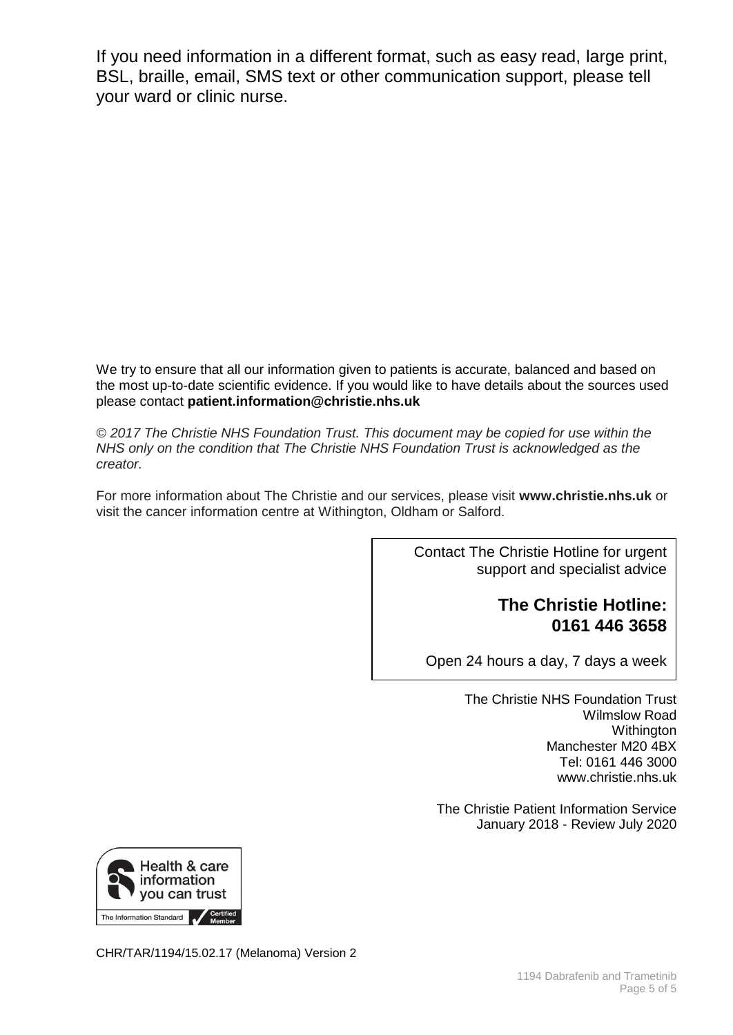If you need information in a different format, such as easy read, large print, BSL, braille, email, SMS text or other communication support, please tell your ward or clinic nurse.

We try to ensure that all our information given to patients is accurate, balanced and based on the most up-to-date scientific evidence. If you would like to have details about the sources used please contact **patient.information@christie.nhs.uk**

*© 2017 The Christie NHS Foundation Trust. This document may be copied for use within the NHS only on the condition that The Christie NHS Foundation Trust is acknowledged as the creator.*

For more information about The Christie and our services, please visit **www.christie.nhs.uk** or visit the cancer information centre at Withington, Oldham or Salford.

Contact The Christie Hotline for urgent support and specialist advice

**The Christie Hotline: 0161 446 3658**

Open 24 hours a day, 7 days a week

The Christie NHS Foundation Trust
Wilmslow Road
Withington
Manchester M20 4BX
Tel: 0161 446 3000
www.christie.nhs.uk

The Christie Patient Information Service
January 2018 - Review July 2020

Health & care information you can trust
The Information Standard Certified Member

CHR/TAR/1194/15.02.17 (Melanoma) Version 2